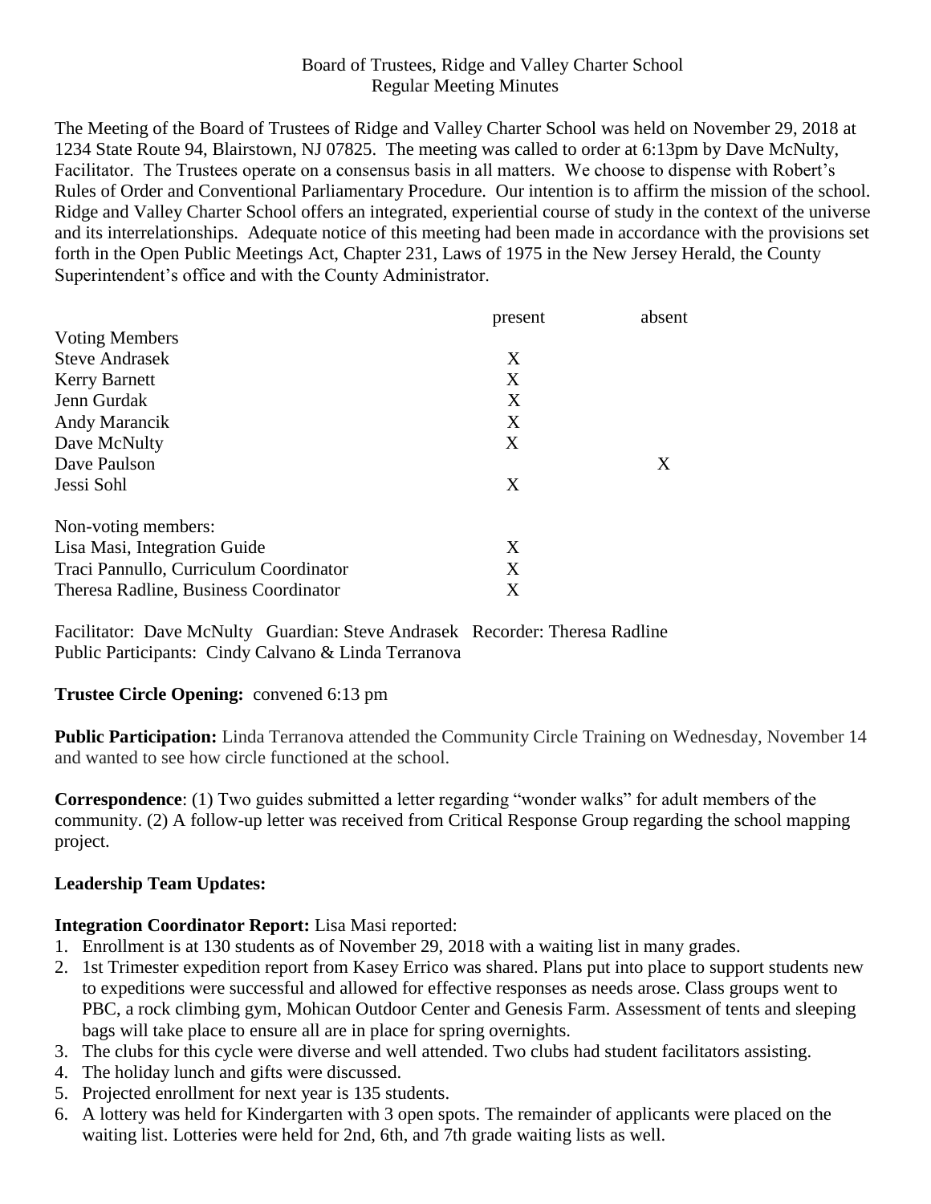Board of Trustees, Ridge and Valley Charter School
Regular Meeting Minutes

The Meeting of the Board of Trustees of Ridge and Valley Charter School was held on November 29, 2018 at 1234 State Route 94, Blairstown, NJ 07825. The meeting was called to order at 6:13pm by Dave McNulty, Facilitator. The Trustees operate on a consensus basis in all matters. We choose to dispense with Robert's Rules of Order and Conventional Parliamentary Procedure. Our intention is to affirm the mission of the school. Ridge and Valley Charter School offers an integrated, experiential course of study in the context of the universe and its interrelationships. Adequate notice of this meeting had been made in accordance with the provisions set forth in the Open Public Meetings Act, Chapter 231, Laws of 1975 in the New Jersey Herald, the County Superintendent's office and with the County Administrator.

| | present | absent |
|---|---|---|
| Voting Members | | |
| Steve Andrasek | X | |
| Kerry Barnett | X | |
| Jenn Gurdak | X | |
| Andy Marancik | X | |
| Dave McNulty | X | |
| Dave Paulson | | X |
| Jessi Sohl | X | |
| | | |
| Non-voting members: | | |
| Lisa Masi, Integration Guide | X | |
| Traci Pannullo, Curriculum Coordinator | X | |
| Theresa Radline, Business Coordinator | X | |

Facilitator: Dave McNulty Guardian: Steve Andrasek Recorder: Theresa Radline
Public Participants: Cindy Calvano & Linda Terranova

**Trustee Circle Opening:** convened 6:13 pm

**Public Participation:** Linda Terranova attended the Community Circle Training on Wednesday, November 14 and wanted to see how circle functioned at the school.

**Correspondence**: (1) Two guides submitted a letter regarding "wonder walks" for adult members of the community. (2) A follow-up letter was received from Critical Response Group regarding the school mapping project.

**Leadership Team Updates:**

**Integration Coordinator Report:** Lisa Masi reported:

1. Enrollment is at 130 students as of November 29, 2018 with a waiting list in many grades.
2. 1st Trimester expedition report from Kasey Errico was shared. Plans put into place to support students new to expeditions were successful and allowed for effective responses as needs arose. Class groups went to PBC, a rock climbing gym, Mohican Outdoor Center and Genesis Farm. Assessment of tents and sleeping bags will take place to ensure all are in place for spring overnights.
3. The clubs for this cycle were diverse and well attended. Two clubs had student facilitators assisting.
4. The holiday lunch and gifts were discussed.
5. Projected enrollment for next year is 135 students.
6. A lottery was held for Kindergarten with 3 open spots. The remainder of applicants were placed on the waiting list. Lotteries were held for 2nd, 6th, and 7th grade waiting lists as well.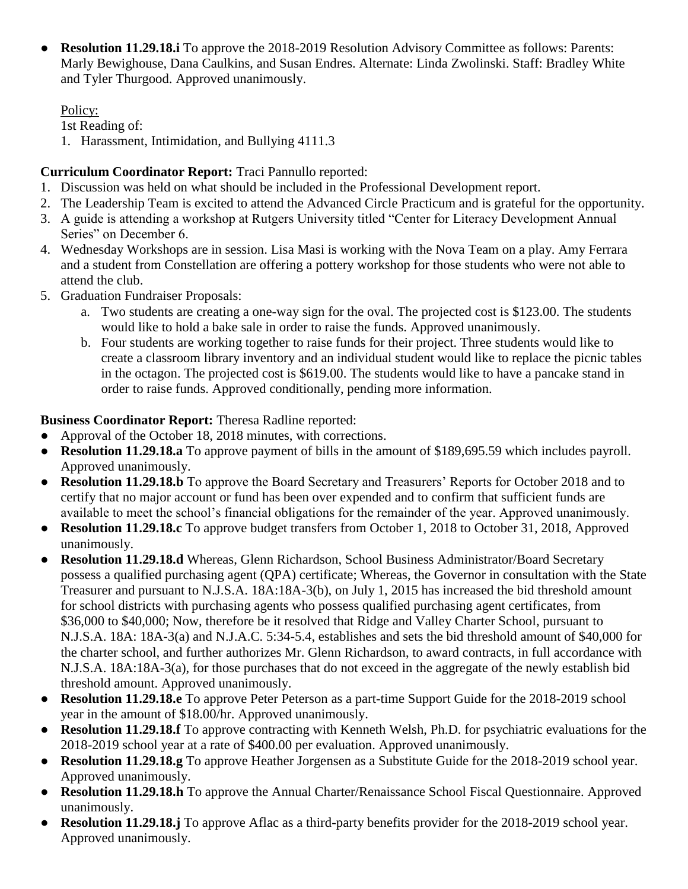- **Resolution 11.29.18.i** To approve the 2018-2019 Resolution Advisory Committee as follows: Parents: Marly Bewighouse, Dana Caulkins, and Susan Endres. Alternate: Linda Zwolinski. Staff: Bradley White and Tyler Thurgood. Approved unanimously.

  Policy:

  1st Reading of:

  1. Harassment, Intimidation, and Bullying 4111.3

**Curriculum Coordinator Report:** Traci Pannullo reported:

1. Discussion was held on what should be included in the Professional Development report.
2. The Leadership Team is excited to attend the Advanced Circle Practicum and is grateful for the opportunity.
3. A guide is attending a workshop at Rutgers University titled "Center for Literacy Development Annual Series" on December 6.
4. Wednesday Workshops are in session. Lisa Masi is working with the Nova Team on a play. Amy Ferrara and a student from Constellation are offering a pottery workshop for those students who were not able to attend the club.
5. Graduation Fundraiser Proposals:
   a. Two students are creating a one-way sign for the oval. The projected cost is $123.00. The students would like to hold a bake sale in order to raise the funds. Approved unanimously.
   b. Four students are working together to raise funds for their project. Three students would like to create a classroom library inventory and an individual student would like to replace the picnic tables in the octagon. The projected cost is $619.00. The students would like to have a pancake stand in order to raise funds. Approved conditionally, pending more information.

**Business Coordinator Report:** Theresa Radline reported:

- Approval of the October 18, 2018 minutes, with corrections.
- **Resolution 11.29.18.a** To approve payment of bills in the amount of $189,695.59 which includes payroll. Approved unanimously.
- **Resolution 11.29.18.b** To approve the Board Secretary and Treasurers' Reports for October 2018 and to certify that no major account or fund has been over expended and to confirm that sufficient funds are available to meet the school's financial obligations for the remainder of the year. Approved unanimously.
- **Resolution 11.29.18.c** To approve budget transfers from October 1, 2018 to October 31, 2018, Approved unanimously.
- **Resolution 11.29.18.d** Whereas, Glenn Richardson, School Business Administrator/Board Secretary possess a qualified purchasing agent (QPA) certificate; Whereas, the Governor in consultation with the State Treasurer and pursuant to N.J.S.A. 18A:18A-3(b), on July 1, 2015 has increased the bid threshold amount for school districts with purchasing agents who possess qualified purchasing agent certificates, from $36,000 to $40,000; Now, therefore be it resolved that Ridge and Valley Charter School, pursuant to N.J.S.A. 18A: 18A-3(a) and N.J.A.C. 5:34-5.4, establishes and sets the bid threshold amount of $40,000 for the charter school, and further authorizes Mr. Glenn Richardson, to award contracts, in full accordance with N.J.S.A. 18A:18A-3(a), for those purchases that do not exceed in the aggregate of the newly establish bid threshold amount. Approved unanimously.
- **Resolution 11.29.18.e** To approve Peter Peterson as a part-time Support Guide for the 2018-2019 school year in the amount of $18.00/hr. Approved unanimously.
- **Resolution 11.29.18.f** To approve contracting with Kenneth Welsh, Ph.D. for psychiatric evaluations for the 2018-2019 school year at a rate of $400.00 per evaluation. Approved unanimously.
- **Resolution 11.29.18.g** To approve Heather Jorgensen as a Substitute Guide for the 2018-2019 school year. Approved unanimously.
- **Resolution 11.29.18.h** To approve the Annual Charter/Renaissance School Fiscal Questionnaire. Approved unanimously.
- **Resolution 11.29.18.j** To approve Aflac as a third-party benefits provider for the 2018-2019 school year. Approved unanimously.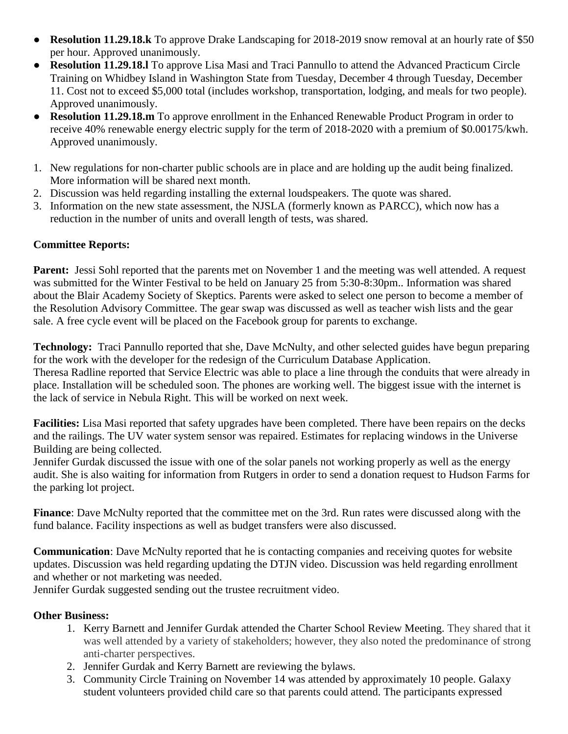- **Resolution 11.29.18.k** To approve Drake Landscaping for 2018-2019 snow removal at an hourly rate of $50 per hour. Approved unanimously.
- **Resolution 11.29.18.l** To approve Lisa Masi and Traci Pannullo to attend the Advanced Practicum Circle Training on Whidbey Island in Washington State from Tuesday, December 4 through Tuesday, December 11. Cost not to exceed $5,000 total (includes workshop, transportation, lodging, and meals for two people). Approved unanimously.
- **Resolution 11.29.18.m** To approve enrollment in the Enhanced Renewable Product Program in order to receive 40% renewable energy electric supply for the term of 2018-2020 with a premium of $0.00175/kwh. Approved unanimously.

1. New regulations for non-charter public schools are in place and are holding up the audit being finalized. More information will be shared next month.
2. Discussion was held regarding installing the external loudspeakers. The quote was shared.
3. Information on the new state assessment, the NJSLA (formerly known as PARCC), which now has a reduction in the number of units and overall length of tests, was shared.

**Committee Reports:**

**Parent:** Jessi Sohl reported that the parents met on November 1 and the meeting was well attended. A request was submitted for the Winter Festival to be held on January 25 from 5:30-8:30pm.. Information was shared about the Blair Academy Society of Skeptics. Parents were asked to select one person to become a member of the Resolution Advisory Committee. The gear swap was discussed as well as teacher wish lists and the gear sale. A free cycle event will be placed on the Facebook group for parents to exchange.

**Technology:** Traci Pannullo reported that she, Dave McNulty, and other selected guides have begun preparing for the work with the developer for the redesign of the Curriculum Database Application.
Theresa Radline reported that Service Electric was able to place a line through the conduits that were already in place. Installation will be scheduled soon. The phones are working well. The biggest issue with the internet is the lack of service in Nebula Right. This will be worked on next week.

**Facilities:** Lisa Masi reported that safety upgrades have been completed. There have been repairs on the decks and the railings. The UV water system sensor was repaired. Estimates for replacing windows in the Universe Building are being collected.
Jennifer Gurdak discussed the issue with one of the solar panels not working properly as well as the energy audit. She is also waiting for information from Rutgers in order to send a donation request to Hudson Farms for the parking lot project.

**Finance**: Dave McNulty reported that the committee met on the 3rd. Run rates were discussed along with the fund balance. Facility inspections as well as budget transfers were also discussed.

**Communication**: Dave McNulty reported that he is contacting companies and receiving quotes for website updates. Discussion was held regarding updating the DTJN video. Discussion was held regarding enrollment and whether or not marketing was needed.
Jennifer Gurdak suggested sending out the trustee recruitment video.

**Other Business:**

1. Kerry Barnett and Jennifer Gurdak attended the Charter School Review Meeting. They shared that it was well attended by a variety of stakeholders; however, they also noted the predominance of strong anti-charter perspectives.
2. Jennifer Gurdak and Kerry Barnett are reviewing the bylaws.
3. Community Circle Training on November 14 was attended by approximately 10 people. Galaxy student volunteers provided child care so that parents could attend. The participants expressed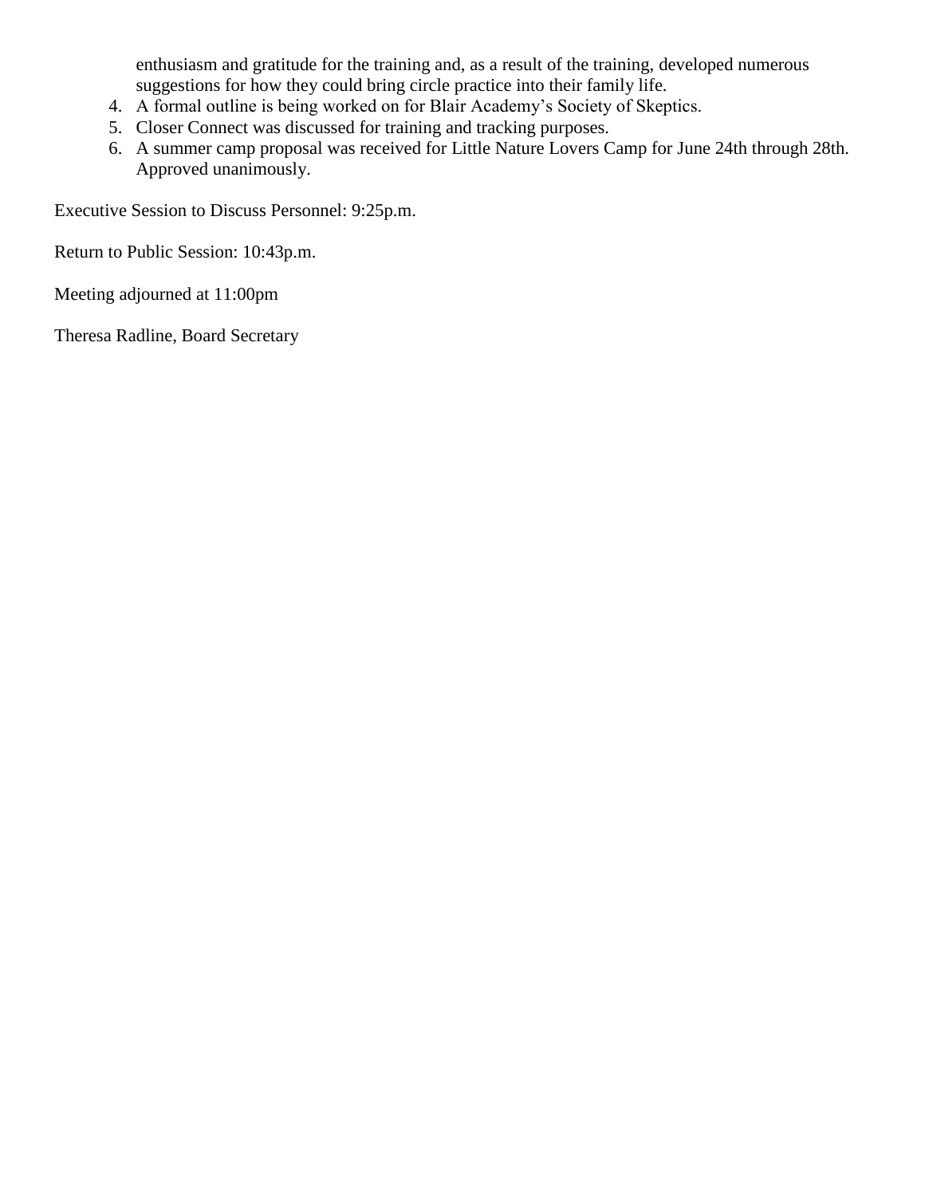enthusiasm and gratitude for the training and, as a result of the training, developed numerous suggestions for how they could bring circle practice into their family life.

4. A formal outline is being worked on for Blair Academy's Society of Skeptics.
5. Closer Connect was discussed for training and tracking purposes.
6. A summer camp proposal was received for Little Nature Lovers Camp for June 24th through 28th. Approved unanimously.

Executive Session to Discuss Personnel: 9:25p.m.

Return to Public Session: 10:43p.m.

Meeting adjourned at 11:00pm

Theresa Radline, Board Secretary